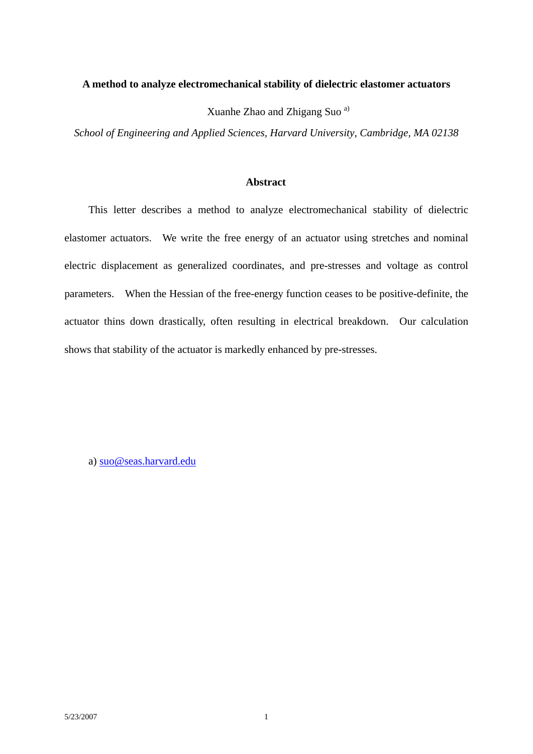# A method to analyze electromechanical stability of dielectric elastomer actuators

Xuanhe Zhao and Zhigang Suo [a)]

*School of Engineering and Applied Sciences, Harvard University, Cambridge, MA 02138*

## Abstract

This letter describes a method to analyze electromechanical stability of dielectric elastomer actuators. We write the free energy of an actuator using stretches and nominal electric displacement as generalized coordinates, and pre-stresses and voltage as control parameters. When the Hessian of the free-energy function ceases to be positive-definite, the actuator thins down drastically, often resulting in electrical breakdown. Our calculation shows that stability of the actuator is markedly enhanced by pre-stresses.

a) suo@seas.harvard.edu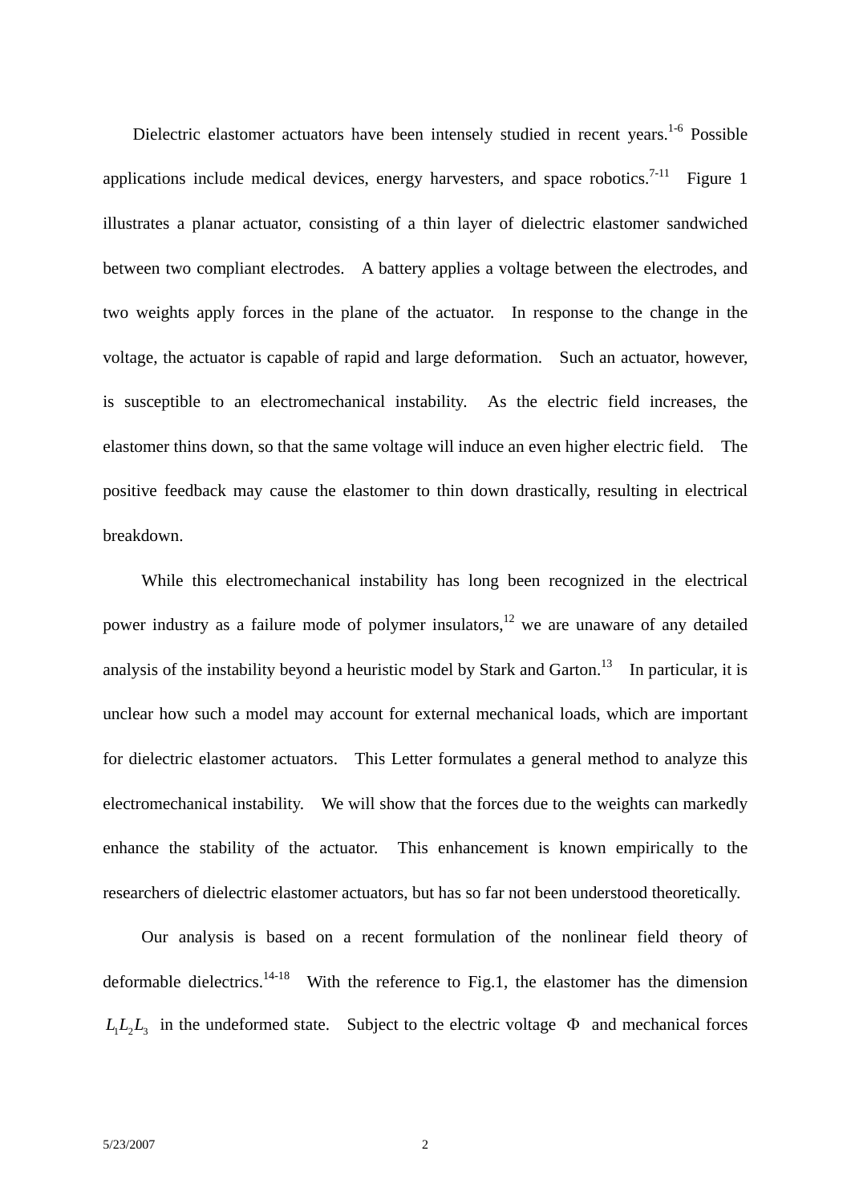Dielectric elastomer actuators have been intensely studied in recent years.[1-6] Possible applications include medical devices, energy harvesters, and space robotics.[7-11] Figure 1 illustrates a planar actuator, consisting of a thin layer of dielectric elastomer sandwiched between two compliant electrodes. A battery applies a voltage between the electrodes, and two weights apply forces in the plane of the actuator. In response to the change in the voltage, the actuator is capable of rapid and large deformation. Such an actuator, however, is susceptible to an electromechanical instability. As the electric field increases, the elastomer thins down, so that the same voltage will induce an even higher electric field. The positive feedback may cause the elastomer to thin down drastically, resulting in electrical breakdown.

While this electromechanical instability has long been recognized in the electrical power industry as a failure mode of polymer insulators,[12] we are unaware of any detailed analysis of the instability beyond a heuristic model by Stark and Garton.[13] In particular, it is unclear how such a model may account for external mechanical loads, which are important for dielectric elastomer actuators. This Letter formulates a general method to analyze this electromechanical instability. We will show that the forces due to the weights can markedly enhance the stability of the actuator. This enhancement is known empirically to the researchers of dielectric elastomer actuators, but has so far not been understood theoretically.

Our analysis is based on a recent formulation of the nonlinear field theory of deformable dielectrics.[14-18] With the reference to Fig.1, the elastomer has the dimension $L_1 L_2 L_3$ in the undeformed state. Subject to the electric voltage $\Phi$ and mechanical forces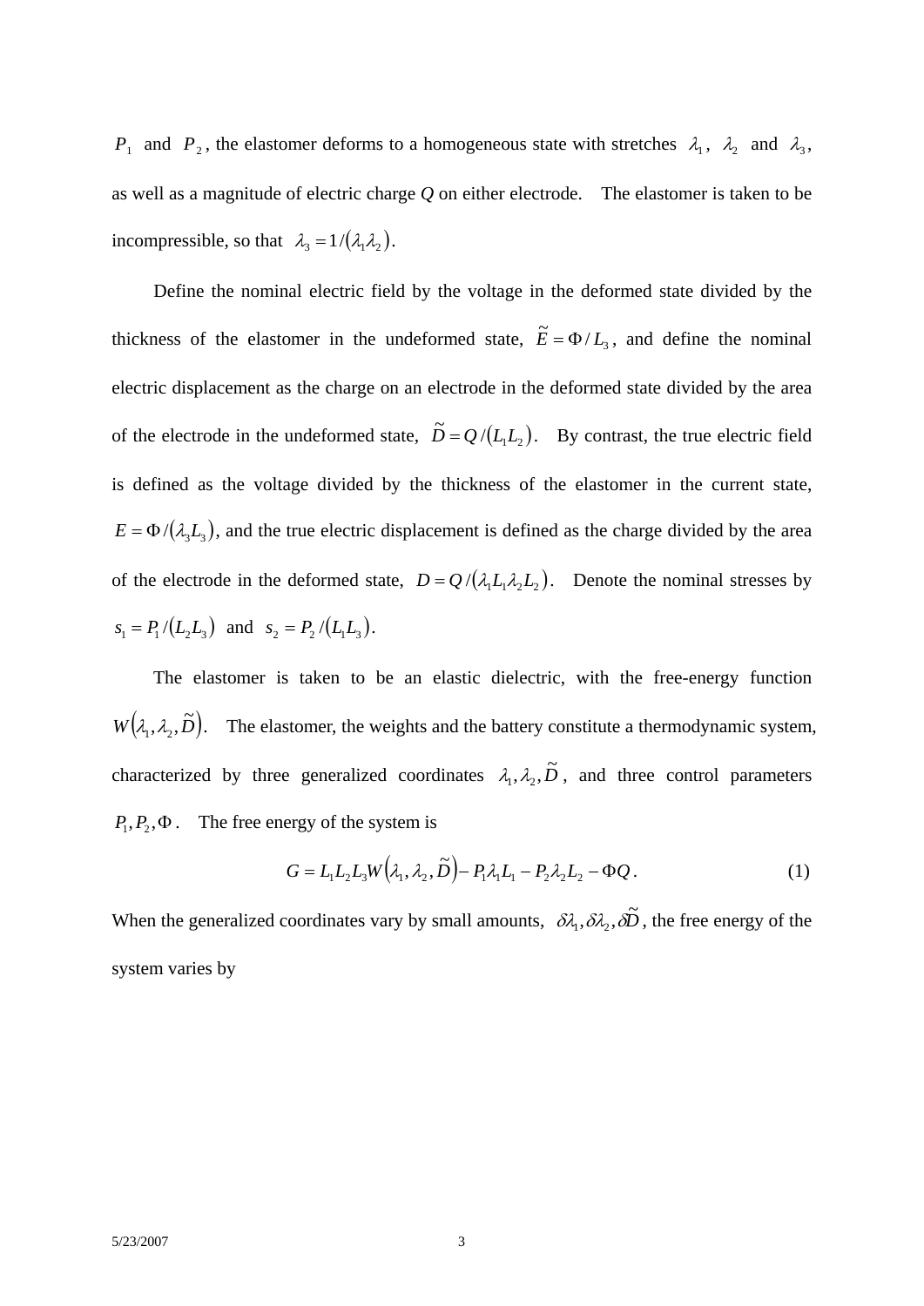$P_1$ and $P_2$, the elastomer deforms to a homogeneous state with stretches $\lambda_1$, $\lambda_2$ and $\lambda_3$, as well as a magnitude of electric charge $Q$ on either electrode. The elastomer is taken to be incompressible, so that $\lambda_3 = 1/(\lambda_1 \lambda_2)$.

Define the nominal electric field by the voltage in the deformed state divided by the thickness of the elastomer in the undeformed state, $\tilde{E} = \Phi / L_3$, and define the nominal electric displacement as the charge on an electrode in the deformed state divided by the area of the electrode in the undeformed state, $\tilde{D} = Q/(L_1 L_2)$. By contrast, the true electric field is defined as the voltage divided by the thickness of the elastomer in the current state, $E = \Phi / (\lambda_3 L_3)$, and the true electric displacement is defined as the charge divided by the area of the electrode in the deformed state, $D = Q/(\lambda_1 L_1 \lambda_2 L_2)$. Denote the nominal stresses by $s_1 = P_1/(L_2 L_3)$ and $s_2 = P_2/(L_1 L_3)$.

The elastomer is taken to be an elastic dielectric, with the free-energy function $W(\lambda_1, \lambda_2, \tilde{D})$. The elastomer, the weights and the battery constitute a thermodynamic system, characterized by three generalized coordinates $\lambda_1, \lambda_2, \tilde{D}$, and three control parameters $P_1, P_2, \Phi$. The free energy of the system is

$$G = L_1 L_2 L_3 W(\lambda_1, \lambda_2, \tilde{D}) - P_1 \lambda_1 L_1 - P_2 \lambda_2 L_2 - \Phi Q. \tag{1}$$

When the generalized coordinates vary by small amounts, $\delta\lambda_1, \delta\lambda_2, \delta\tilde{D}$, the free energy of the system varies by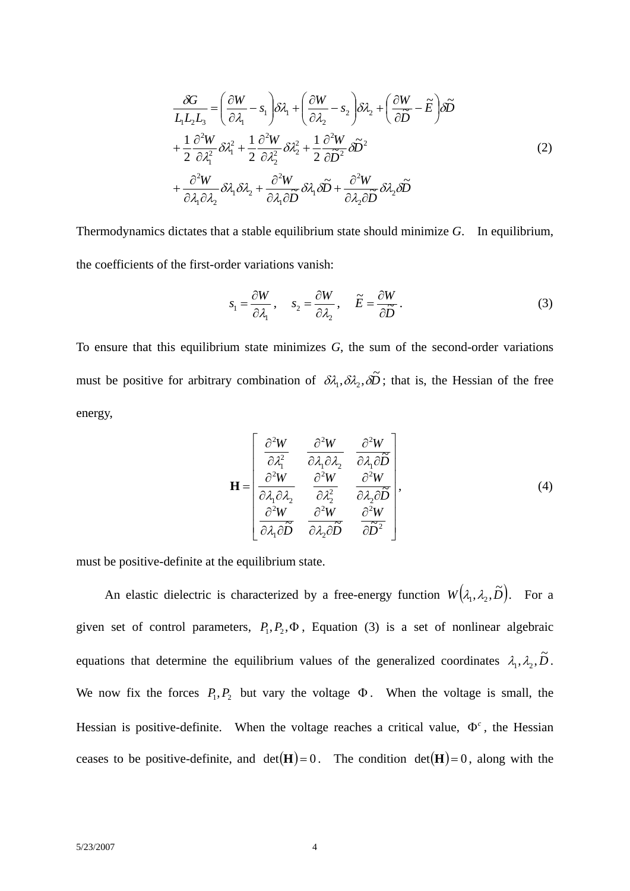$$
\begin{aligned}
\frac{\delta G}{L_1 L_2 L_3} &= \left(\frac{\partial W}{\partial \lambda_1} - s_1\right)\delta\lambda_1 + \left(\frac{\partial W}{\partial \lambda_2} - s_2\right)\delta\lambda_2 + \left(\frac{\partial W}{\partial \tilde{D}} - \tilde{E}\right)\delta\tilde{D} \\
&+ \frac{1}{2}\frac{\partial^2 W}{\partial \lambda_1^2}\delta\lambda_1^2 + \frac{1}{2}\frac{\partial^2 W}{\partial \lambda_2^2}\delta\lambda_2^2 + \frac{1}{2}\frac{\partial^2 W}{\partial \tilde{D}^2}\delta\tilde{D}^2 \\
&+ \frac{\partial^2 W}{\partial \lambda_1 \partial \lambda_2}\delta\lambda_1\delta\lambda_2 + \frac{\partial^2 W}{\partial \lambda_1 \partial \tilde{D}}\delta\lambda_1\delta\tilde{D} + \frac{\partial^2 W}{\partial \lambda_2 \partial \tilde{D}}\delta\lambda_2\delta\tilde{D}
\end{aligned}
\tag{2}
$$

Thermodynamics dictates that a stable equilibrium state should minimize $G$. In equilibrium, the coefficients of the first-order variations vanish:

$$
s_1 = \frac{\partial W}{\partial \lambda_1}, \quad s_2 = \frac{\partial W}{\partial \lambda_2}, \quad \tilde{E} = \frac{\partial W}{\partial \tilde{D}}. \tag{3}
$$

To ensure that this equilibrium state minimizes $G$, the sum of the second-order variations must be positive for arbitrary combination of $\delta\lambda_1, \delta\lambda_2, \delta\tilde{D}$; that is, the Hessian of the free energy,

$$
\mathbf{H} = \begin{bmatrix}
\frac{\partial^2 W}{\partial \lambda_1^2} & \frac{\partial^2 W}{\partial \lambda_1 \partial \lambda_2} & \frac{\partial^2 W}{\partial \lambda_1 \partial \tilde{D}} \\
\frac{\partial^2 W}{\partial \lambda_1 \partial \lambda_2} & \frac{\partial^2 W}{\partial \lambda_2^2} & \frac{\partial^2 W}{\partial \lambda_2 \partial \tilde{D}} \\
\frac{\partial^2 W}{\partial \lambda_1 \partial \tilde{D}} & \frac{\partial^2 W}{\partial \lambda_2 \partial \tilde{D}} & \frac{\partial^2 W}{\partial \tilde{D}^2}
\end{bmatrix}, \tag{4}
$$

must be positive-definite at the equilibrium state.

An elastic dielectric is characterized by a free-energy function $W(\lambda_1, \lambda_2, \tilde{D})$. For a given set of control parameters, $P_1, P_2, \Phi$, Equation (3) is a set of nonlinear algebraic equations that determine the equilibrium values of the generalized coordinates $\lambda_1, \lambda_2, \tilde{D}$. We now fix the forces $P_1, P_2$ but vary the voltage $\Phi$. When the voltage is small, the Hessian is positive-definite. When the voltage reaches a critical value, $\Phi^c$, the Hessian ceases to be positive-definite, and $\det(\mathbf{H}) = 0$. The condition $\det(\mathbf{H}) = 0$, along with the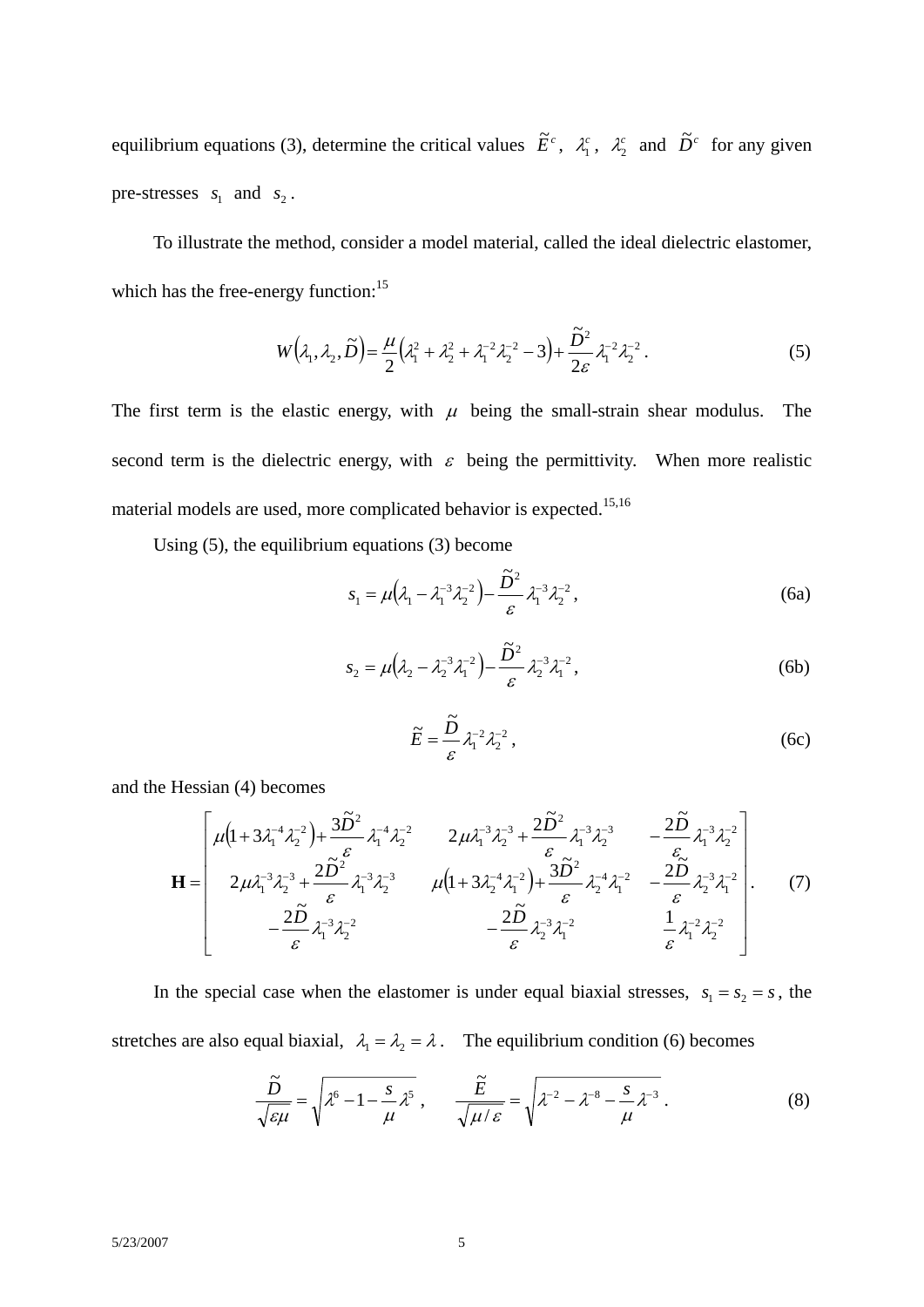equilibrium equations (3), determine the critical values $\tilde{E}^c$, $\lambda_1^c$, $\lambda_2^c$ and $\tilde{D}^c$ for any given pre-stresses $s_1$ and $s_2$.

To illustrate the method, consider a model material, called the ideal dielectric elastomer, which has the free-energy function:[15]

$$W\left(\lambda_1, \lambda_2, \tilde{D}\right) = \frac{\mu}{2}\left(\lambda_1^2 + \lambda_2^2 + \lambda_1^{-2}\lambda_2^{-2} - 3\right) + \frac{\tilde{D}^2}{2\varepsilon}\lambda_1^{-2}\lambda_2^{-2}. \tag{5}$$

The first term is the elastic energy, with $\mu$ being the small-strain shear modulus. The second term is the dielectric energy, with $\varepsilon$ being the permittivity. When more realistic material models are used, more complicated behavior is expected.[15,16]

Using (5), the equilibrium equations (3) become

$$s_1 = \mu\left(\lambda_1 - \lambda_1^{-3}\lambda_2^{-2}\right) - \frac{\tilde{D}^2}{\varepsilon}\lambda_1^{-3}\lambda_2^{-2}, \tag{6a}$$

$$s_2 = \mu\left(\lambda_2 - \lambda_2^{-3}\lambda_1^{-2}\right) - \frac{\tilde{D}^2}{\varepsilon}\lambda_2^{-3}\lambda_1^{-2}, \tag{6b}$$

$$\tilde{E} = \frac{\tilde{D}}{\varepsilon}\lambda_1^{-2}\lambda_2^{-2}, \tag{6c}$$

and the Hessian (4) becomes

$$\mathbf{H} = \begin{bmatrix} \mu\left(1 + 3\lambda_1^{-4}\lambda_2^{-2}\right) + \frac{3\tilde{D}^2}{\varepsilon}\lambda_1^{-4}\lambda_2^{-2} & 2\mu\lambda_1^{-3}\lambda_2^{-3} + \frac{2\tilde{D}^2}{\varepsilon}\lambda_1^{-3}\lambda_2^{-3} & -\frac{2\tilde{D}}{\varepsilon}\lambda_1^{-3}\lambda_2^{-2} \\ 2\mu\lambda_1^{-3}\lambda_2^{-3} + \frac{2\tilde{D}^2}{\varepsilon}\lambda_1^{-3}\lambda_2^{-3} & \mu\left(1 + 3\lambda_2^{-4}\lambda_1^{-2}\right) + \frac{3\tilde{D}^2}{\varepsilon}\lambda_2^{-4}\lambda_1^{-2} & -\frac{2\tilde{D}}{\varepsilon}\lambda_2^{-3}\lambda_1^{-2} \\ -\frac{2\tilde{D}}{\varepsilon}\lambda_1^{-3}\lambda_2^{-2} & -\frac{2\tilde{D}}{\varepsilon}\lambda_2^{-3}\lambda_1^{-2} & \frac{1}{\varepsilon}\lambda_1^{-2}\lambda_2^{-2} \end{bmatrix}. \tag{7}$$

In the special case when the elastomer is under equal biaxial stresses, $s_1 = s_2 = s$, the stretches are also equal biaxial, $\lambda_1 = \lambda_2 = \lambda$. The equilibrium condition (6) becomes

$$\frac{\tilde{D}}{\sqrt{\varepsilon\mu}} = \sqrt{\lambda^6 - 1 - \frac{s}{\mu}\lambda^5}, \qquad \frac{\tilde{E}}{\sqrt{\mu/\varepsilon}} = \sqrt{\lambda^{-2} - \lambda^{-8} - \frac{s}{\mu}\lambda^{-3}}. \tag{8}$$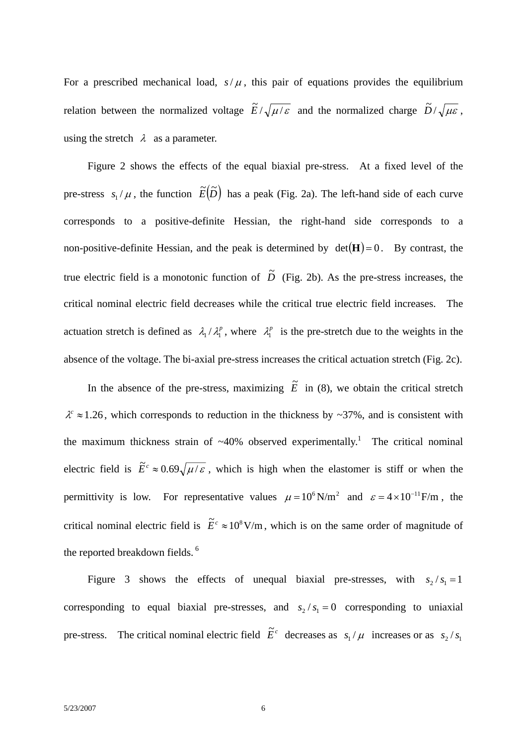For a prescribed mechanical load, $s/\mu$, this pair of equations provides the equilibrium relation between the normalized voltage $\tilde{E}/\sqrt{\mu/\varepsilon}$ and the normalized charge $\tilde{D}/\sqrt{\mu\varepsilon}$, using the stretch $\lambda$ as a parameter.

Figure 2 shows the effects of the equal biaxial pre-stress. At a fixed level of the pre-stress $s_1/\mu$, the function $\tilde{E}(\tilde{D})$ has a peak (Fig. 2a). The left-hand side of each curve corresponds to a positive-definite Hessian, the right-hand side corresponds to a non-positive-definite Hessian, and the peak is determined by $\det(\mathbf{H})=0$. By contrast, the true electric field is a monotonic function of $\tilde{D}$ (Fig. 2b). As the pre-stress increases, the critical nominal electric field decreases while the critical true electric field increases. The actuation stretch is defined as $\lambda_1/\lambda_1^p$, where $\lambda_1^p$ is the pre-stretch due to the weights in the absence of the voltage. The bi-axial pre-stress increases the critical actuation stretch (Fig. 2c).

In the absence of the pre-stress, maximizing $\tilde{E}$ in (8), we obtain the critical stretch $\lambda^c \approx 1.26$, which corresponds to reduction in the thickness by ~37%, and is consistent with the maximum thickness strain of ~40% observed experimentally.[1] The critical nominal electric field is $\tilde{E}^c \approx 0.69\sqrt{\mu/\varepsilon}$, which is high when the elastomer is stiff or when the permittivity is low. For representative values $\mu = 10^6\,\mathrm{N/m^2}$ and $\varepsilon = 4\times 10^{-11}\,\mathrm{F/m}$, the critical nominal electric field is $\tilde{E}^c \approx 10^8\,\mathrm{V/m}$, which is on the same order of magnitude of the reported breakdown fields.[6]

Figure 3 shows the effects of unequal biaxial pre-stresses, with $s_2/s_1 = 1$ corresponding to equal biaxial pre-stresses, and $s_2/s_1 = 0$ corresponding to uniaxial pre-stress. The critical nominal electric field $\tilde{E}^c$ decreases as $s_1/\mu$ increases or as $s_2/s_1$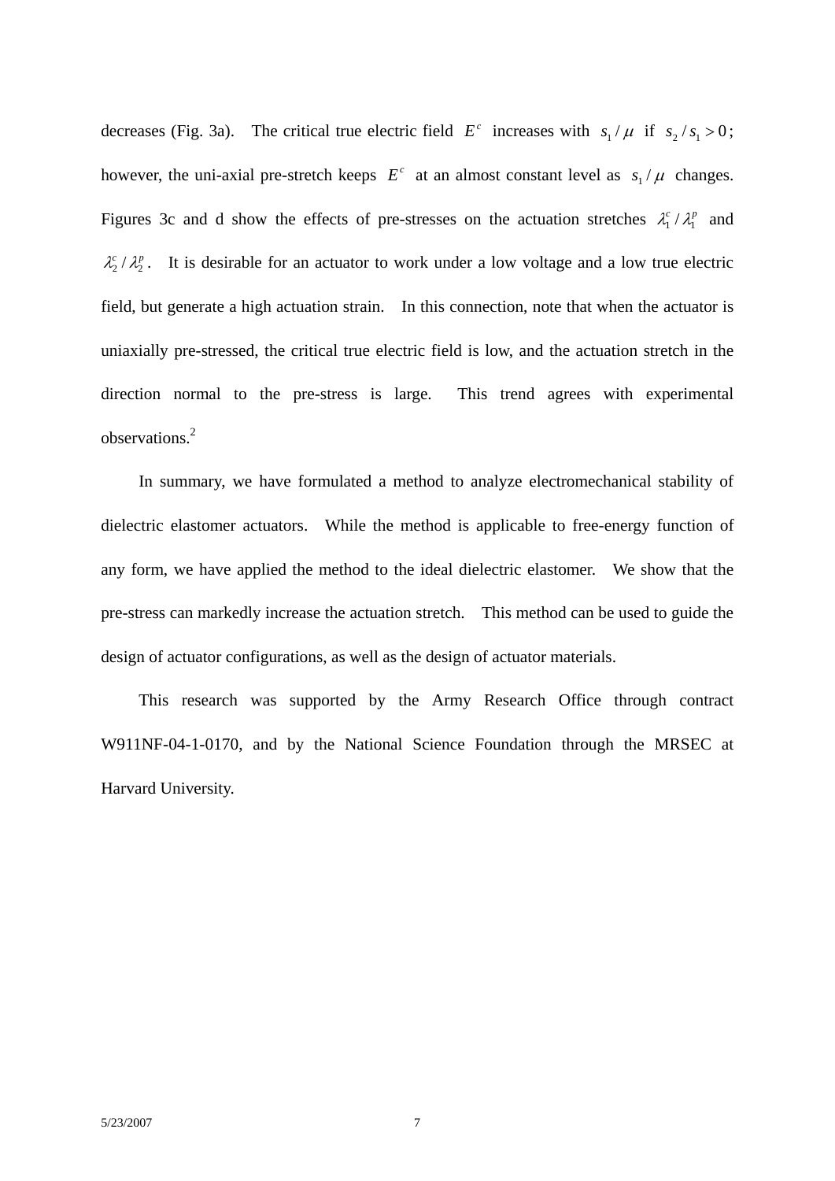decreases (Fig. 3a). The critical true electric field $E^c$ increases with $s_1 / \mu$ if $s_2 / s_1 > 0$; however, the uni-axial pre-stretch keeps $E^c$ at an almost constant level as $s_1 / \mu$ changes. Figures 3c and d show the effects of pre-stresses on the actuation stretches $\lambda_1^c / \lambda_1^p$ and $\lambda_2^c / \lambda_2^p$. It is desirable for an actuator to work under a low voltage and a low true electric field, but generate a high actuation strain. In this connection, note that when the actuator is uniaxially pre-stressed, the critical true electric field is low, and the actuation stretch in the direction normal to the pre-stress is large. This trend agrees with experimental observations.[2]

In summary, we have formulated a method to analyze electromechanical stability of dielectric elastomer actuators. While the method is applicable to free-energy function of any form, we have applied the method to the ideal dielectric elastomer. We show that the pre-stress can markedly increase the actuation stretch. This method can be used to guide the design of actuator configurations, as well as the design of actuator materials.

This research was supported by the Army Research Office through contract W911NF-04-1-0170, and by the National Science Foundation through the MRSEC at Harvard University.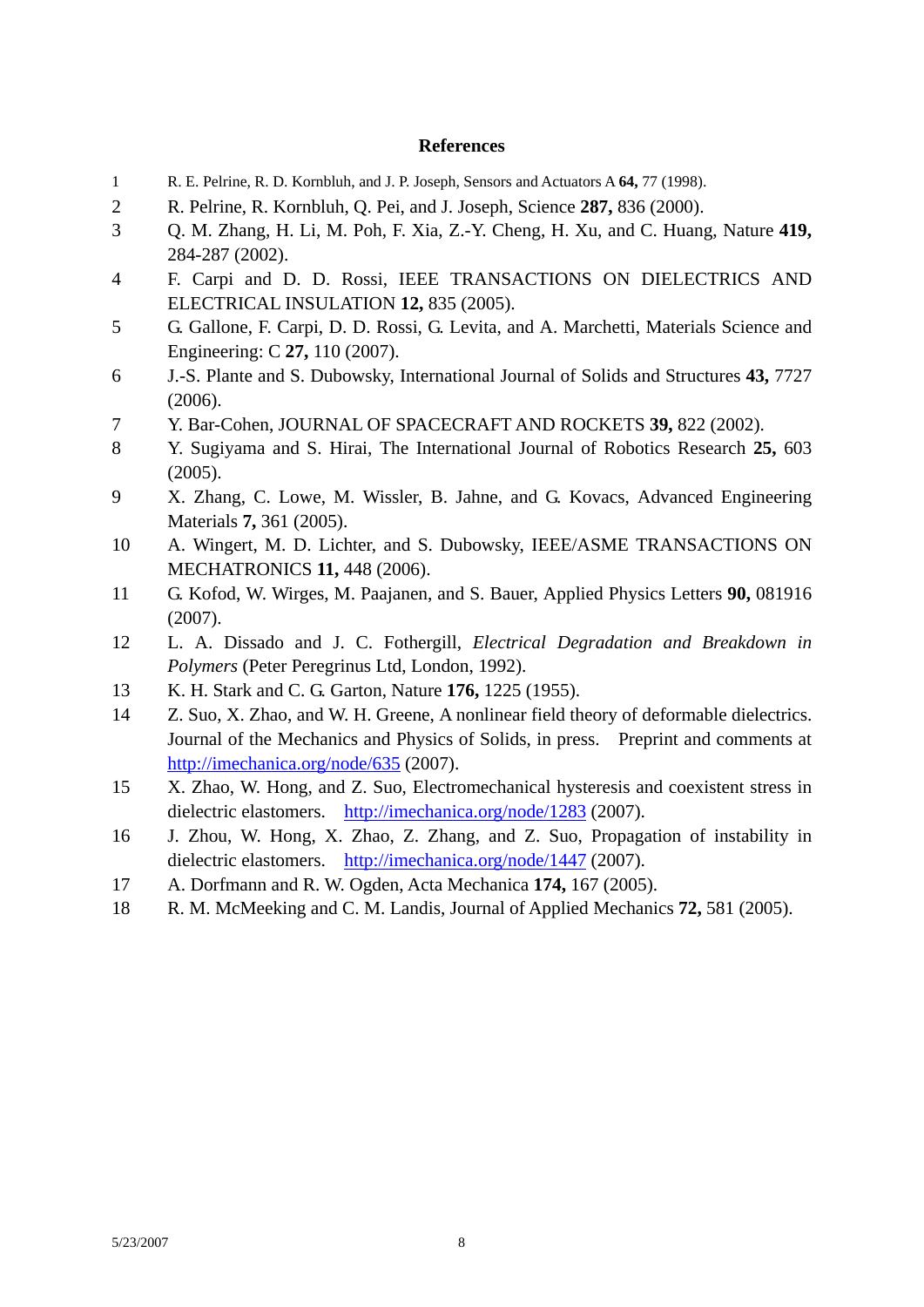## References

1. R. E. Pelrine, R. D. Kornbluh, and J. P. Joseph, Sensors and Actuators A **64,** 77 (1998).
2. R. Pelrine, R. Kornbluh, Q. Pei, and J. Joseph, Science **287,** 836 (2000).
3. Q. M. Zhang, H. Li, M. Poh, F. Xia, Z.-Y. Cheng, H. Xu, and C. Huang, Nature **419,** 284-287 (2002).
4. F. Carpi and D. D. Rossi, IEEE TRANSACTIONS ON DIELECTRICS AND ELECTRICAL INSULATION **12,** 835 (2005).
5. G. Gallone, F. Carpi, D. D. Rossi, G. Levita, and A. Marchetti, Materials Science and Engineering: C **27,** 110 (2007).
6. J.-S. Plante and S. Dubowsky, International Journal of Solids and Structures **43,** 7727 (2006).
7. Y. Bar-Cohen, JOURNAL OF SPACECRAFT AND ROCKETS **39,** 822 (2002).
8. Y. Sugiyama and S. Hirai, The International Journal of Robotics Research **25,** 603 (2005).
9. X. Zhang, C. Lowe, M. Wissler, B. Jahne, and G. Kovacs, Advanced Engineering Materials **7,** 361 (2005).
10. A. Wingert, M. D. Lichter, and S. Dubowsky, IEEE/ASME TRANSACTIONS ON MECHATRONICS **11,** 448 (2006).
11. G. Kofod, W. Wirges, M. Paajanen, and S. Bauer, Applied Physics Letters **90,** 081916 (2007).
12. L. A. Dissado and J. C. Fothergill, *Electrical Degradation and Breakdown in Polymers* (Peter Peregrinus Ltd, London, 1992).
13. K. H. Stark and C. G. Garton, Nature **176,** 1225 (1955).
14. Z. Suo, X. Zhao, and W. H. Greene, A nonlinear field theory of deformable dielectrics. Journal of the Mechanics and Physics of Solids, in press. Preprint and comments at http://imechanica.org/node/635 (2007).
15. X. Zhao, W. Hong, and Z. Suo, Electromechanical hysteresis and coexistent stress in dielectric elastomers. http://imechanica.org/node/1283 (2007).
16. J. Zhou, W. Hong, X. Zhao, Z. Zhang, and Z. Suo, Propagation of instability in dielectric elastomers. http://imechanica.org/node/1447 (2007).
17. A. Dorfmann and R. W. Ogden, Acta Mechanica **174,** 167 (2005).
18. R. M. McMeeking and C. M. Landis, Journal of Applied Mechanics **72,** 581 (2005).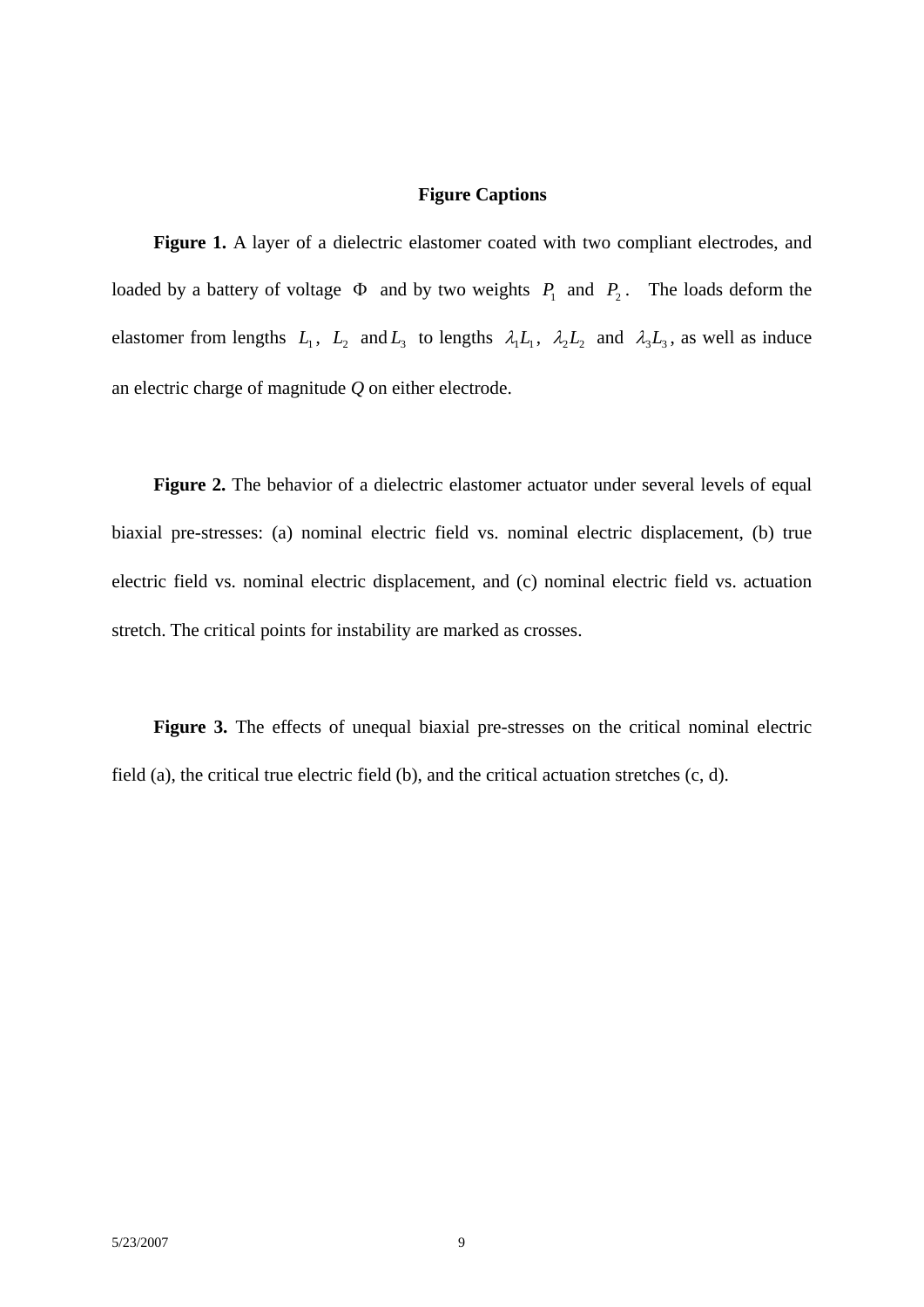## Figure Captions

**Figure 1.** A layer of a dielectric elastomer coated with two compliant electrodes, and loaded by a battery of voltage $\Phi$ and by two weights $P_1$ and $P_2$. The loads deform the elastomer from lengths $L_1$, $L_2$ and $L_3$ to lengths $\lambda_1 L_1$, $\lambda_2 L_2$ and $\lambda_3 L_3$, as well as induce an electric charge of magnitude $Q$ on either electrode.

**Figure 2.** The behavior of a dielectric elastomer actuator under several levels of equal biaxial pre-stresses: (a) nominal electric field vs. nominal electric displacement, (b) true electric field vs. nominal electric displacement, and (c) nominal electric field vs. actuation stretch. The critical points for instability are marked as crosses.

**Figure 3.** The effects of unequal biaxial pre-stresses on the critical nominal electric field (a), the critical true electric field (b), and the critical actuation stretches (c, d).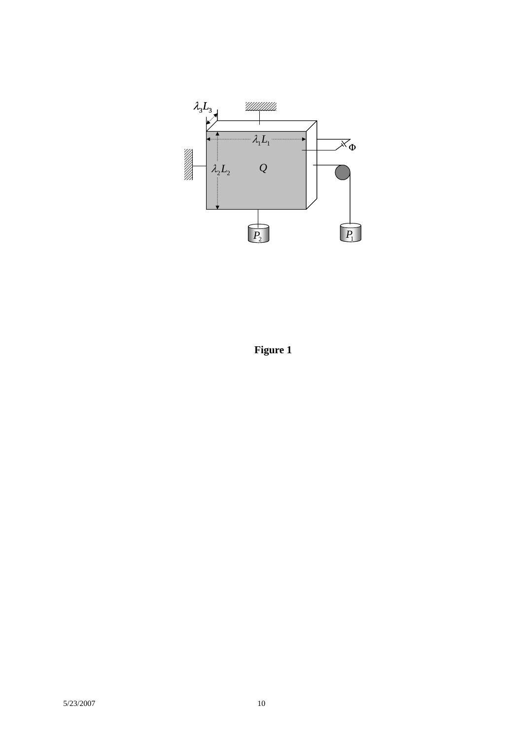**Figure 1**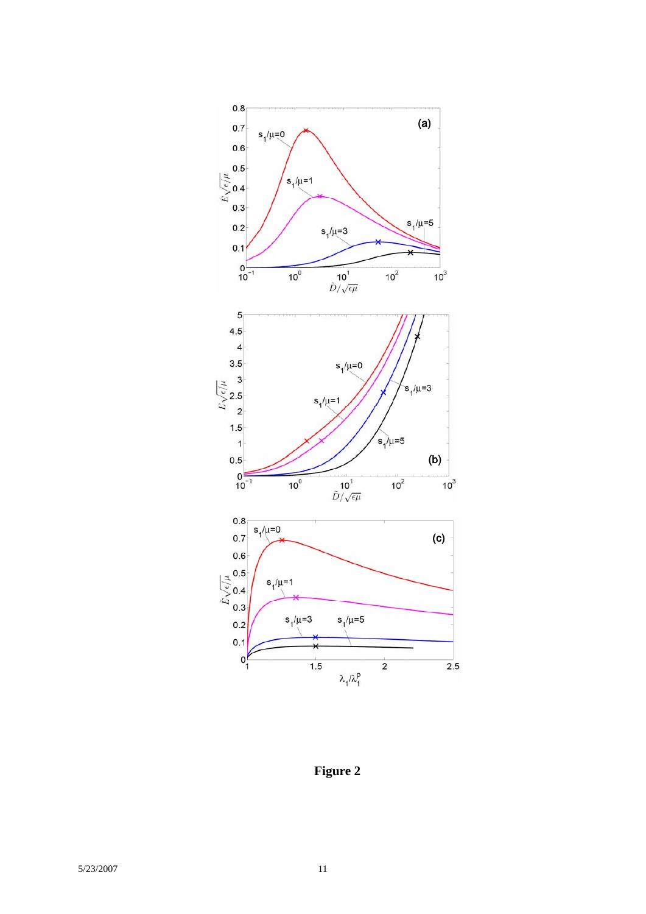**Figure 2**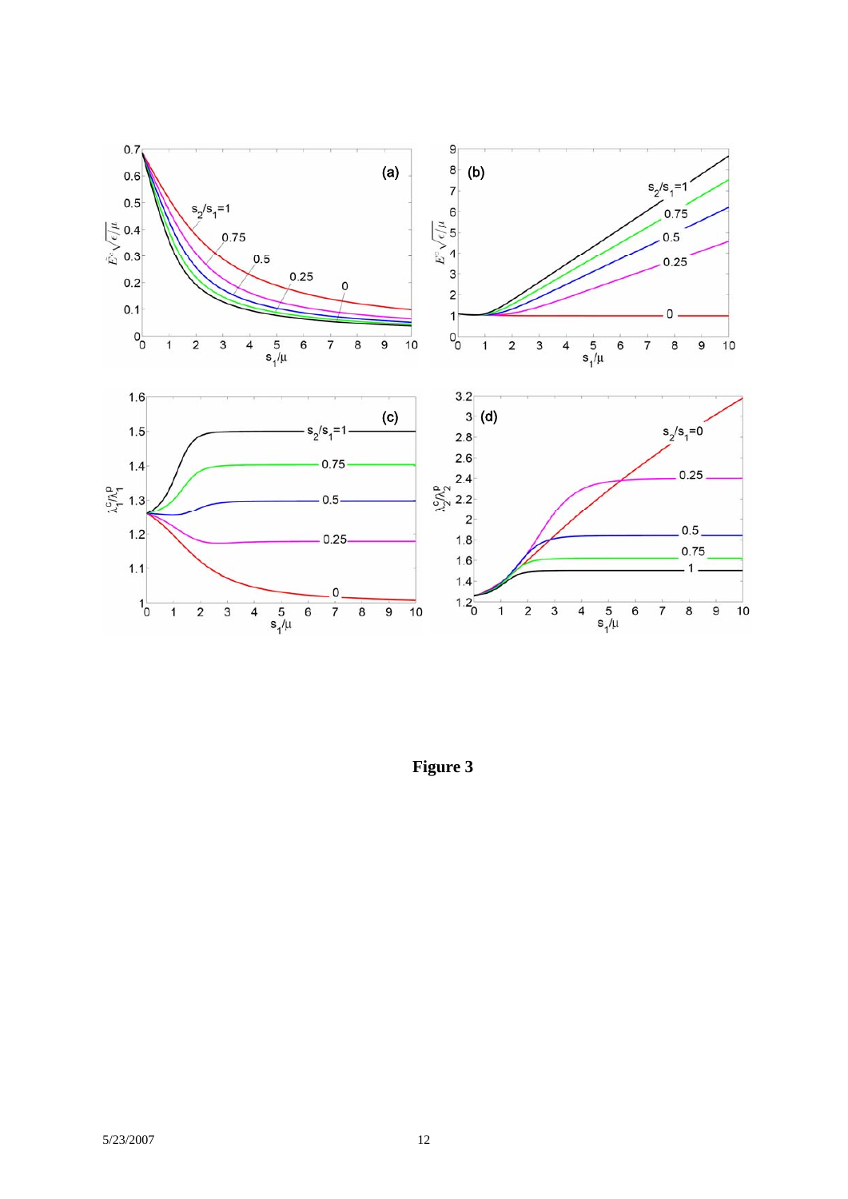(a)

$\bar{E}^c\sqrt{\epsilon/\mu}$

0.7, 0.6, 0.5, 0.4, 0.3, 0.2, 0.1, 0

$s_2/s_1=1$

0.75

0.5

0.25

0

0, 1, 2, 3, 4, 5, 6, 7, 8, 9, 10

$s_1/\mu$

(b)

$E^c\sqrt{\epsilon/\mu}$

9, 8, 7, 6, 5, 4, 3, 2, 1, 0

$s_2/s_1=1$

0.75

0.5

0.25

0

0, 1, 2, 3, 4, 5, 6, 7, 8, 9, 10

$s_1/\mu$

(c)

$\lambda_1^c/\lambda_1^p$

1.6, 1.5, 1.4, 1.3, 1.2, 1.1, 1

$s_2/s_1=1$

0.75

0.5

0.25

0

0, 1, 2, 3, 4, 5, 6, 7, 8, 9, 10

$s_1/\mu$

(d)

$\lambda_2^c/\lambda_2^p$

3.2, 3, 2.8, 2.6, 2.4, 2.2, 2, 1.8, 1.6, 1.4, 1.2

$s_2/s_1=0$

0.25

0.5

0.75

1

0, 1, 2, 3, 4, 5, 6, 7, 8, 9, 10

$s_1/\mu$

**Figure 3**